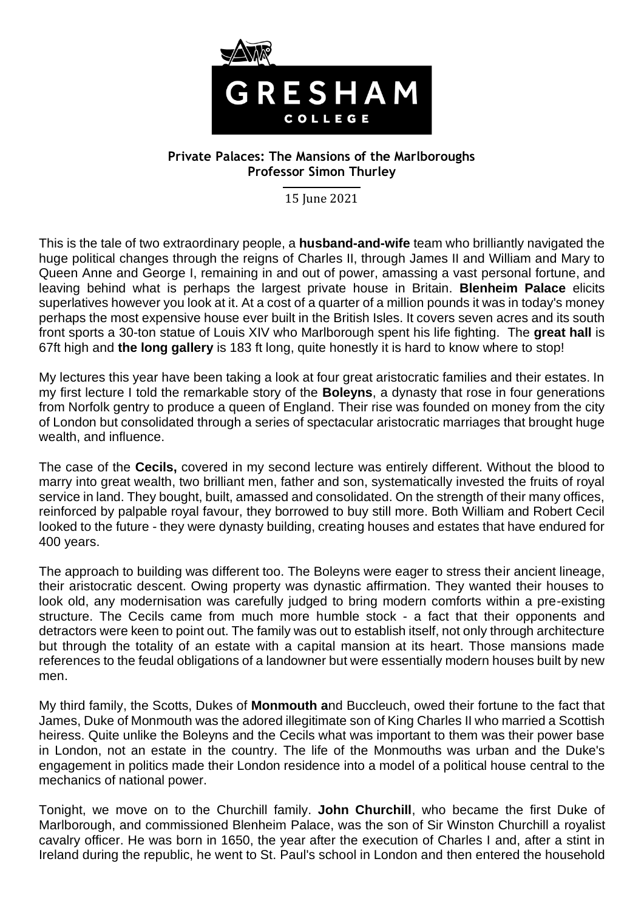# Private Palaces: The Mansions of the Marlboroughs

**Professor Simon Thurley**

15 June 2021

This is the tale of two extraordinary people, a **husband-and-wife** team who brilliantly navigated the huge political changes through the reigns of Charles II, through James II and William and Mary to Queen Anne and George I, remaining in and out of power, amassing a vast personal fortune, and leaving behind what is perhaps the largest private house in Britain. **Blenheim Palace** elicits superlatives however you look at it. At a cost of a quarter of a million pounds it was in today's money perhaps the most expensive house ever built in the British Isles. It covers seven acres and its south front sports a 30-ton statue of Louis XIV who Marlborough spent his life fighting. The **great hall** is 67ft high and **the long gallery** is 183 ft long, quite honestly it is hard to know where to stop!

My lectures this year have been taking a look at four great aristocratic families and their estates. In my first lecture I told the remarkable story of the **Boleyns**, a dynasty that rose in four generations from Norfolk gentry to produce a queen of England. Their rise was founded on money from the city of London but consolidated through a series of spectacular aristocratic marriages that brought huge wealth, and influence.

The case of the **Cecils,** covered in my second lecture was entirely different. Without the blood to marry into great wealth, two brilliant men, father and son, systematically invested the fruits of royal service in land. They bought, built, amassed and consolidated. On the strength of their many offices, reinforced by palpable royal favour, they borrowed to buy still more. Both William and Robert Cecil looked to the future - they were dynasty building, creating houses and estates that have endured for 400 years.

The approach to building was different too. The Boleyns were eager to stress their ancient lineage, their aristocratic descent. Owing property was dynastic affirmation. They wanted their houses to look old, any modernisation was carefully judged to bring modern comforts within a pre-existing structure. The Cecils came from much more humble stock - a fact that their opponents and detractors were keen to point out. The family was out to establish itself, not only through architecture but through the totality of an estate with a capital mansion at its heart. Those mansions made references to the feudal obligations of a landowner but were essentially modern houses built by new men.

My third family, the Scotts, Dukes of **Monmouth a**nd Buccleuch, owed their fortune to the fact that James, Duke of Monmouth was the adored illegitimate son of King Charles II who married a Scottish heiress. Quite unlike the Boleyns and the Cecils what was important to them was their power base in London, not an estate in the country. The life of the Monmouths was urban and the Duke's engagement in politics made their London residence into a model of a political house central to the mechanics of national power.

Tonight, we move on to the Churchill family. **John Churchill**, who became the first Duke of Marlborough, and commissioned Blenheim Palace, was the son of Sir Winston Churchill a royalist cavalry officer. He was born in 1650, the year after the execution of Charles I and, after a stint in Ireland during the republic, he went to St. Paul's school in London and then entered the household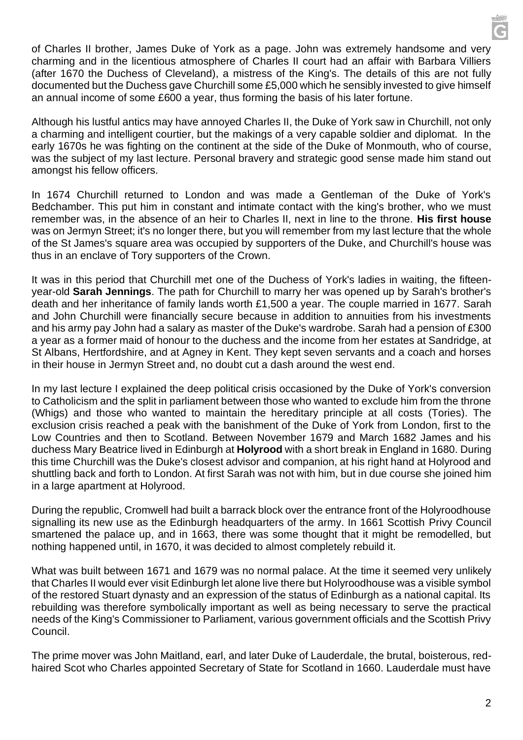of Charles II brother, James Duke of York as a page. John was extremely handsome and very charming and in the licentious atmosphere of Charles II court had an affair with Barbara Villiers (after 1670 the Duchess of Cleveland), a mistress of the King's. The details of this are not fully documented but the Duchess gave Churchill some £5,000 which he sensibly invested to give himself an annual income of some £600 a year, thus forming the basis of his later fortune.

Although his lustful antics may have annoyed Charles II, the Duke of York saw in Churchill, not only a charming and intelligent courtier, but the makings of a very capable soldier and diplomat. In the early 1670s he was fighting on the continent at the side of the Duke of Monmouth, who of course, was the subject of my last lecture. Personal bravery and strategic good sense made him stand out amongst his fellow officers.

In 1674 Churchill returned to London and was made a Gentleman of the Duke of York's Bedchamber. This put him in constant and intimate contact with the king's brother, who we must remember was, in the absence of an heir to Charles II, next in line to the throne. **His first house** was on Jermyn Street; it's no longer there, but you will remember from my last lecture that the whole of the St James's square area was occupied by supporters of the Duke, and Churchill's house was thus in an enclave of Tory supporters of the Crown.

It was in this period that Churchill met one of the Duchess of York's ladies in waiting, the fifteen-year-old **Sarah Jennings**. The path for Churchill to marry her was opened up by Sarah's brother's death and her inheritance of family lands worth £1,500 a year. The couple married in 1677. Sarah and John Churchill were financially secure because in addition to annuities from his investments and his army pay John had a salary as master of the Duke's wardrobe. Sarah had a pension of £300 a year as a former maid of honour to the duchess and the income from her estates at Sandridge, at St Albans, Hertfordshire, and at Agney in Kent. They kept seven servants and a coach and horses in their house in Jermyn Street and, no doubt cut a dash around the west end.

In my last lecture I explained the deep political crisis occasioned by the Duke of York's conversion to Catholicism and the split in parliament between those who wanted to exclude him from the throne (Whigs) and those who wanted to maintain the hereditary principle at all costs (Tories). The exclusion crisis reached a peak with the banishment of the Duke of York from London, first to the Low Countries and then to Scotland. Between November 1679 and March 1682 James and his duchess Mary Beatrice lived in Edinburgh at **Holyrood** with a short break in England in 1680. During this time Churchill was the Duke's closest advisor and companion, at his right hand at Holyrood and shuttling back and forth to London. At first Sarah was not with him, but in due course she joined him in a large apartment at Holyrood.

During the republic, Cromwell had built a barrack block over the entrance front of the Holyroodhouse signalling its new use as the Edinburgh headquarters of the army. In 1661 Scottish Privy Council smartened the palace up, and in 1663, there was some thought that it might be remodelled, but nothing happened until, in 1670, it was decided to almost completely rebuild it.

What was built between 1671 and 1679 was no normal palace. At the time it seemed very unlikely that Charles II would ever visit Edinburgh let alone live there but Holyroodhouse was a visible symbol of the restored Stuart dynasty and an expression of the status of Edinburgh as a national capital. Its rebuilding was therefore symbolically important as well as being necessary to serve the practical needs of the King's Commissioner to Parliament, various government officials and the Scottish Privy Council.

The prime mover was John Maitland, earl, and later Duke of Lauderdale, the brutal, boisterous, red-haired Scot who Charles appointed Secretary of State for Scotland in 1660. Lauderdale must have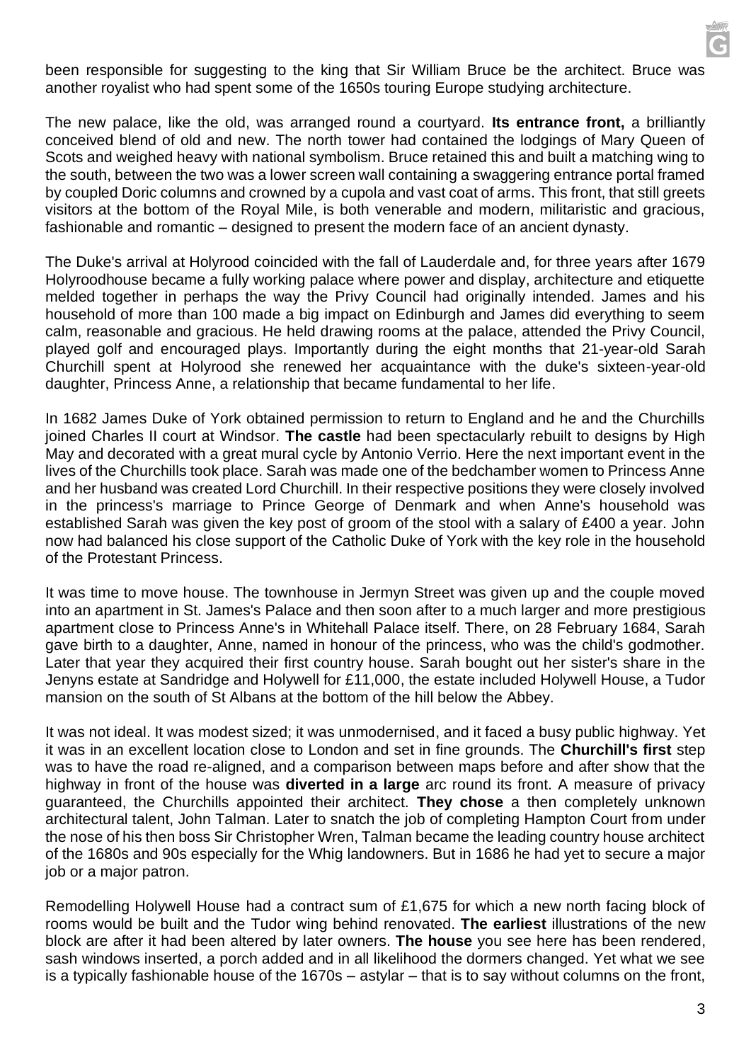been responsible for suggesting to the king that Sir William Bruce be the architect. Bruce was another royalist who had spent some of the 1650s touring Europe studying architecture.

The new palace, like the old, was arranged round a courtyard. **Its entrance front,** a brilliantly conceived blend of old and new. The north tower had contained the lodgings of Mary Queen of Scots and weighed heavy with national symbolism. Bruce retained this and built a matching wing to the south, between the two was a lower screen wall containing a swaggering entrance portal framed by coupled Doric columns and crowned by a cupola and vast coat of arms. This front, that still greets visitors at the bottom of the Royal Mile, is both venerable and modern, militaristic and gracious, fashionable and romantic – designed to present the modern face of an ancient dynasty.

The Duke's arrival at Holyrood coincided with the fall of Lauderdale and, for three years after 1679 Holyroodhouse became a fully working palace where power and display, architecture and etiquette melded together in perhaps the way the Privy Council had originally intended. James and his household of more than 100 made a big impact on Edinburgh and James did everything to seem calm, reasonable and gracious. He held drawing rooms at the palace, attended the Privy Council, played golf and encouraged plays. Importantly during the eight months that 21-year-old Sarah Churchill spent at Holyrood she renewed her acquaintance with the duke's sixteen-year-old daughter, Princess Anne, a relationship that became fundamental to her life.

In 1682 James Duke of York obtained permission to return to England and he and the Churchills joined Charles II court at Windsor. **The castle** had been spectacularly rebuilt to designs by High May and decorated with a great mural cycle by Antonio Verrio. Here the next important event in the lives of the Churchills took place. Sarah was made one of the bedchamber women to Princess Anne and her husband was created Lord Churchill. In their respective positions they were closely involved in the princess's marriage to Prince George of Denmark and when Anne's household was established Sarah was given the key post of groom of the stool with a salary of £400 a year. John now had balanced his close support of the Catholic Duke of York with the key role in the household of the Protestant Princess.

It was time to move house. The townhouse in Jermyn Street was given up and the couple moved into an apartment in St. James's Palace and then soon after to a much larger and more prestigious apartment close to Princess Anne's in Whitehall Palace itself. There, on 28 February 1684, Sarah gave birth to a daughter, Anne, named in honour of the princess, who was the child's godmother. Later that year they acquired their first country house. Sarah bought out her sister's share in the Jenyns estate at Sandridge and Holywell for £11,000, the estate included Holywell House, a Tudor mansion on the south of St Albans at the bottom of the hill below the Abbey.

It was not ideal. It was modest sized; it was unmodernised, and it faced a busy public highway. Yet it was in an excellent location close to London and set in fine grounds. The **Churchill's first** step was to have the road re-aligned, and a comparison between maps before and after show that the highway in front of the house was **diverted in a large** arc round its front. A measure of privacy guaranteed, the Churchills appointed their architect. **They chose** a then completely unknown architectural talent, John Talman. Later to snatch the job of completing Hampton Court from under the nose of his then boss Sir Christopher Wren, Talman became the leading country house architect of the 1680s and 90s especially for the Whig landowners. But in 1686 he had yet to secure a major job or a major patron.

Remodelling Holywell House had a contract sum of £1,675 for which a new north facing block of rooms would be built and the Tudor wing behind renovated. **The earliest** illustrations of the new block are after it had been altered by later owners. **The house** you see here has been rendered, sash windows inserted, a porch added and in all likelihood the dormers changed. Yet what we see is a typically fashionable house of the 1670s – astylar – that is to say without columns on the front,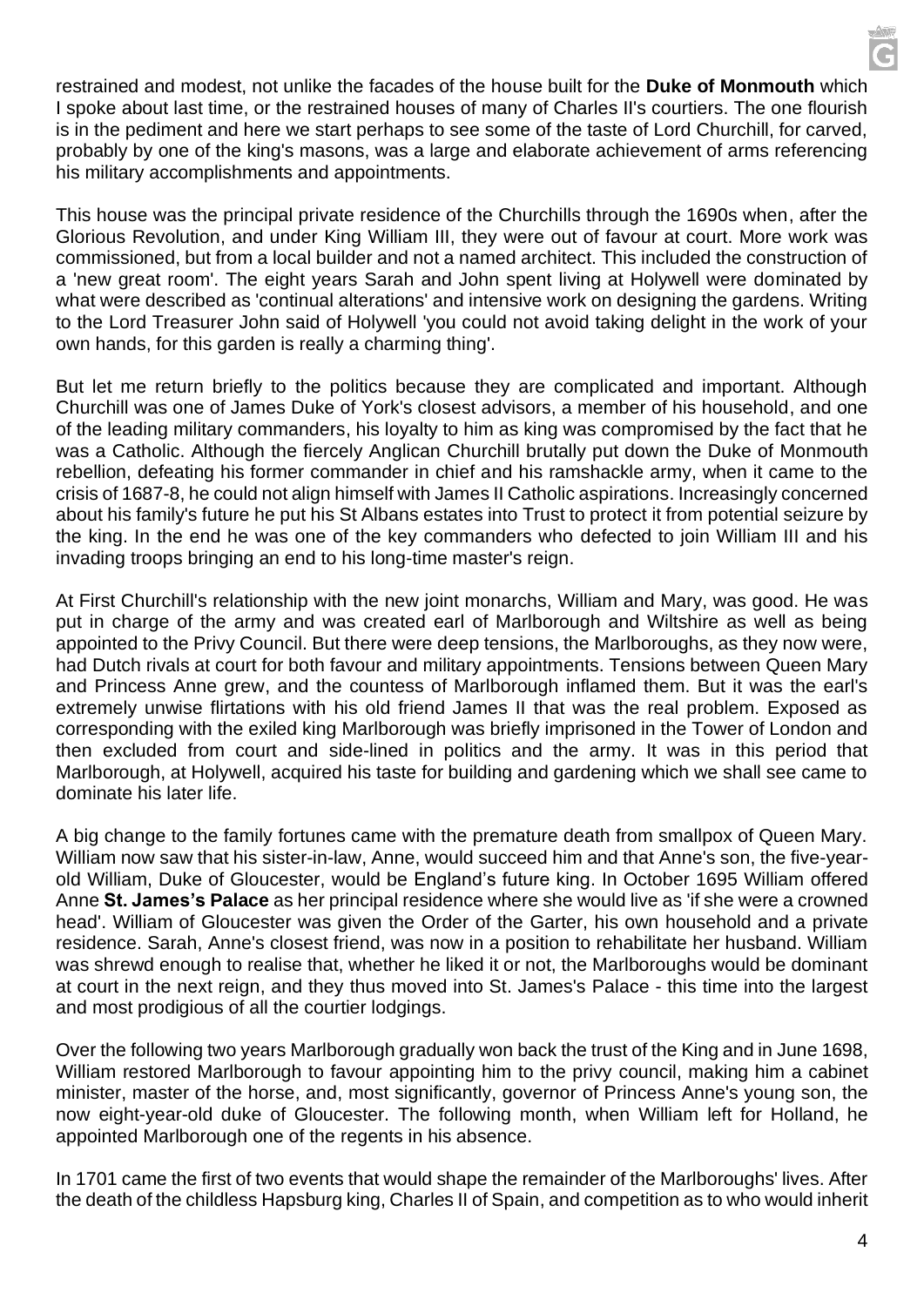restrained and modest, not unlike the facades of the house built for the **Duke of Monmouth** which I spoke about last time, or the restrained houses of many of Charles II's courtiers. The one flourish is in the pediment and here we start perhaps to see some of the taste of Lord Churchill, for carved, probably by one of the king's masons, was a large and elaborate achievement of arms referencing his military accomplishments and appointments.

This house was the principal private residence of the Churchills through the 1690s when, after the Glorious Revolution, and under King William III, they were out of favour at court. More work was commissioned, but from a local builder and not a named architect. This included the construction of a 'new great room'. The eight years Sarah and John spent living at Holywell were dominated by what were described as 'continual alterations' and intensive work on designing the gardens. Writing to the Lord Treasurer John said of Holywell 'you could not avoid taking delight in the work of your own hands, for this garden is really a charming thing'.

But let me return briefly to the politics because they are complicated and important. Although Churchill was one of James Duke of York's closest advisors, a member of his household, and one of the leading military commanders, his loyalty to him as king was compromised by the fact that he was a Catholic. Although the fiercely Anglican Churchill brutally put down the Duke of Monmouth rebellion, defeating his former commander in chief and his ramshackle army, when it came to the crisis of 1687-8, he could not align himself with James II Catholic aspirations. Increasingly concerned about his family's future he put his St Albans estates into Trust to protect it from potential seizure by the king. In the end he was one of the key commanders who defected to join William III and his invading troops bringing an end to his long-time master's reign.

At First Churchill's relationship with the new joint monarchs, William and Mary, was good. He was put in charge of the army and was created earl of Marlborough and Wiltshire as well as being appointed to the Privy Council. But there were deep tensions, the Marlboroughs, as they now were, had Dutch rivals at court for both favour and military appointments. Tensions between Queen Mary and Princess Anne grew, and the countess of Marlborough inflamed them. But it was the earl's extremely unwise flirtations with his old friend James II that was the real problem. Exposed as corresponding with the exiled king Marlborough was briefly imprisoned in the Tower of London and then excluded from court and side-lined in politics and the army. It was in this period that Marlborough, at Holywell, acquired his taste for building and gardening which we shall see came to dominate his later life.

A big change to the family fortunes came with the premature death from smallpox of Queen Mary. William now saw that his sister-in-law, Anne, would succeed him and that Anne's son, the five-year-old William, Duke of Gloucester, would be England's future king. In October 1695 William offered Anne **St. James's Palace** as her principal residence where she would live as 'if she were a crowned head'. William of Gloucester was given the Order of the Garter, his own household and a private residence. Sarah, Anne's closest friend, was now in a position to rehabilitate her husband. William was shrewd enough to realise that, whether he liked it or not, the Marlboroughs would be dominant at court in the next reign, and they thus moved into St. James's Palace - this time into the largest and most prodigious of all the courtier lodgings.

Over the following two years Marlborough gradually won back the trust of the King and in June 1698, William restored Marlborough to favour appointing him to the privy council, making him a cabinet minister, master of the horse, and, most significantly, governor of Princess Anne's young son, the now eight-year-old duke of Gloucester. The following month, when William left for Holland, he appointed Marlborough one of the regents in his absence.

In 1701 came the first of two events that would shape the remainder of the Marlboroughs' lives. After the death of the childless Hapsburg king, Charles II of Spain, and competition as to who would inherit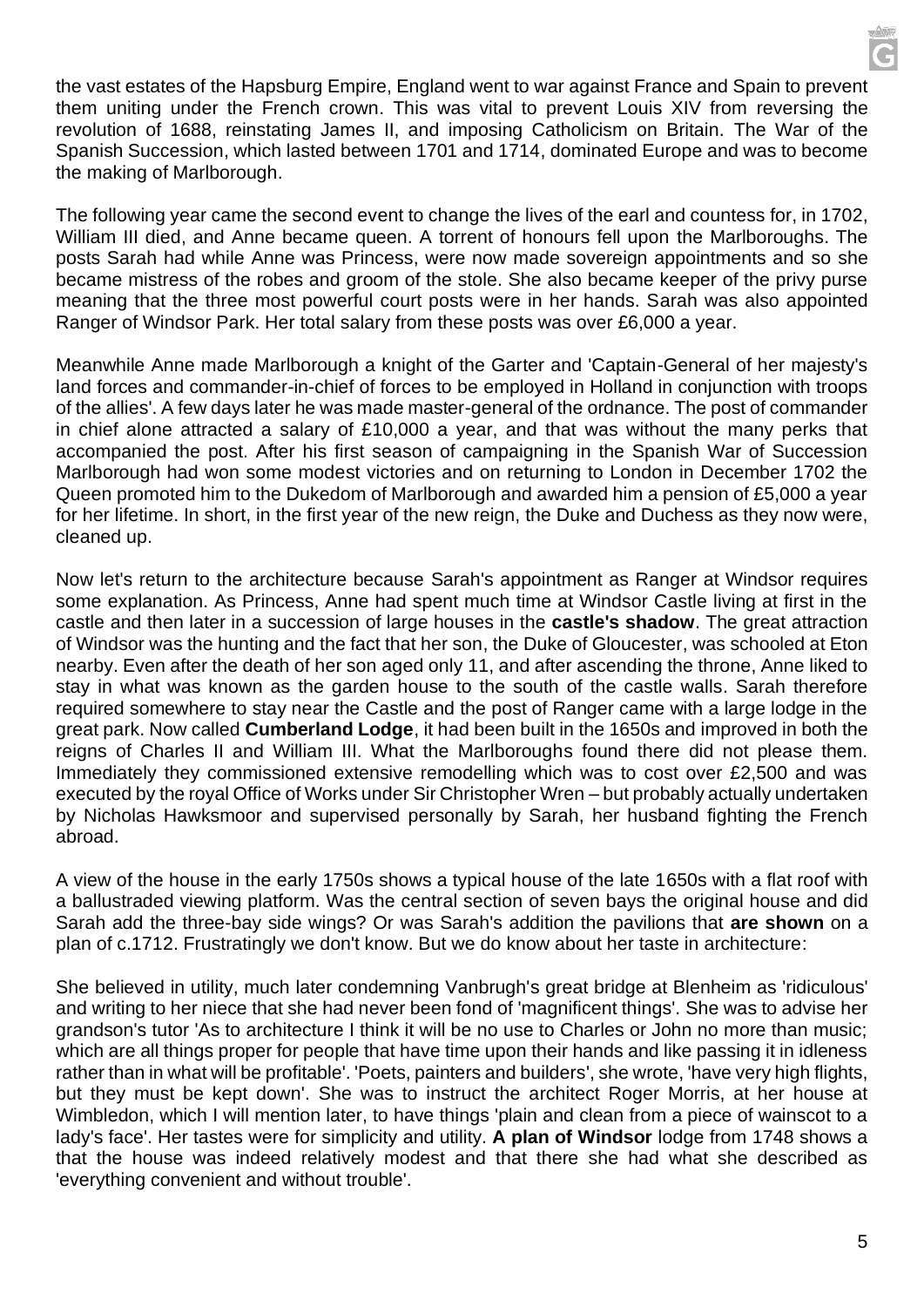the vast estates of the Hapsburg Empire, England went to war against France and Spain to prevent them uniting under the French crown. This was vital to prevent Louis XIV from reversing the revolution of 1688, reinstating James II, and imposing Catholicism on Britain. The War of the Spanish Succession, which lasted between 1701 and 1714, dominated Europe and was to become the making of Marlborough.

The following year came the second event to change the lives of the earl and countess for, in 1702, William III died, and Anne became queen. A torrent of honours fell upon the Marlboroughs. The posts Sarah had while Anne was Princess, were now made sovereign appointments and so she became mistress of the robes and groom of the stole. She also became keeper of the privy purse meaning that the three most powerful court posts were in her hands. Sarah was also appointed Ranger of Windsor Park. Her total salary from these posts was over £6,000 a year.

Meanwhile Anne made Marlborough a knight of the Garter and 'Captain-General of her majesty's land forces and commander-in-chief of forces to be employed in Holland in conjunction with troops of the allies'. A few days later he was made master-general of the ordnance. The post of commander in chief alone attracted a salary of £10,000 a year, and that was without the many perks that accompanied the post. After his first season of campaigning in the Spanish War of Succession Marlborough had won some modest victories and on returning to London in December 1702 the Queen promoted him to the Dukedom of Marlborough and awarded him a pension of £5,000 a year for her lifetime. In short, in the first year of the new reign, the Duke and Duchess as they now were, cleaned up.

Now let's return to the architecture because Sarah's appointment as Ranger at Windsor requires some explanation. As Princess, Anne had spent much time at Windsor Castle living at first in the castle and then later in a succession of large houses in the **castle's shadow**. The great attraction of Windsor was the hunting and the fact that her son, the Duke of Gloucester, was schooled at Eton nearby. Even after the death of her son aged only 11, and after ascending the throne, Anne liked to stay in what was known as the garden house to the south of the castle walls. Sarah therefore required somewhere to stay near the Castle and the post of Ranger came with a large lodge in the great park. Now called **Cumberland Lodge**, it had been built in the 1650s and improved in both the reigns of Charles II and William III. What the Marlboroughs found there did not please them. Immediately they commissioned extensive remodelling which was to cost over £2,500 and was executed by the royal Office of Works under Sir Christopher Wren – but probably actually undertaken by Nicholas Hawksmoor and supervised personally by Sarah, her husband fighting the French abroad.

A view of the house in the early 1750s shows a typical house of the late 1650s with a flat roof with a ballustraded viewing platform. Was the central section of seven bays the original house and did Sarah add the three-bay side wings? Or was Sarah's addition the pavilions that **are shown** on a plan of c.1712. Frustratingly we don't know. But we do know about her taste in architecture:

She believed in utility, much later condemning Vanbrugh's great bridge at Blenheim as 'ridiculous' and writing to her niece that she had never been fond of 'magnificent things'. She was to advise her grandson's tutor 'As to architecture I think it will be no use to Charles or John no more than music; which are all things proper for people that have time upon their hands and like passing it in idleness rather than in what will be profitable'. 'Poets, painters and builders', she wrote, 'have very high flights, but they must be kept down'. She was to instruct the architect Roger Morris, at her house at Wimbledon, which I will mention later, to have things 'plain and clean from a piece of wainscot to a lady's face'. Her tastes were for simplicity and utility. **A plan of Windsor** lodge from 1748 shows a that the house was indeed relatively modest and that there she had what she described as 'everything convenient and without trouble'.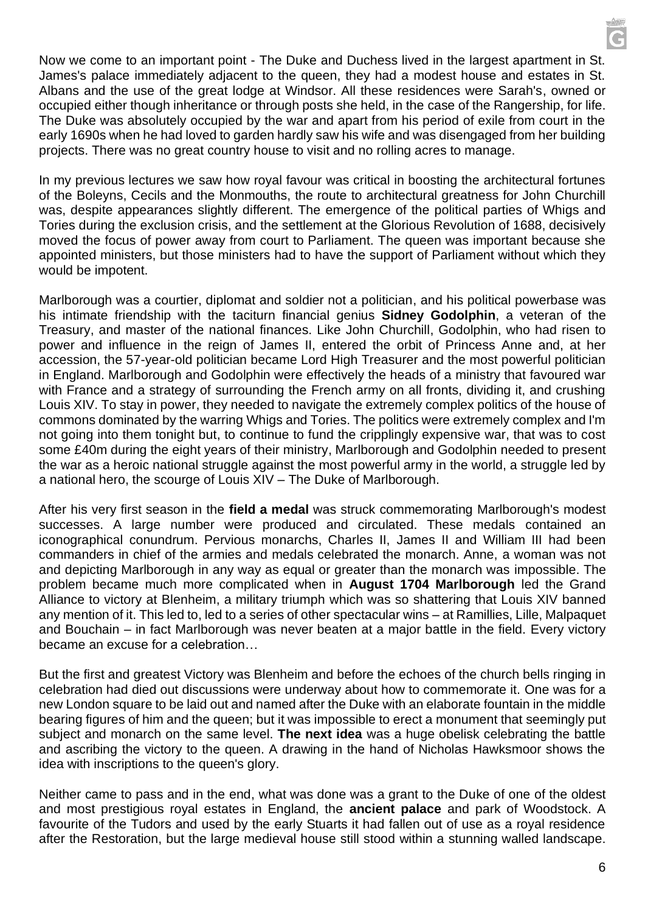Now we come to an important point - The Duke and Duchess lived in the largest apartment in St. James's palace immediately adjacent to the queen, they had a modest house and estates in St. Albans and the use of the great lodge at Windsor. All these residences were Sarah's, owned or occupied either though inheritance or through posts she held, in the case of the Rangership, for life. The Duke was absolutely occupied by the war and apart from his period of exile from court in the early 1690s when he had loved to garden hardly saw his wife and was disengaged from her building projects. There was no great country house to visit and no rolling acres to manage.

In my previous lectures we saw how royal favour was critical in boosting the architectural fortunes of the Boleyns, Cecils and the Monmouths, the route to architectural greatness for John Churchill was, despite appearances slightly different. The emergence of the political parties of Whigs and Tories during the exclusion crisis, and the settlement at the Glorious Revolution of 1688, decisively moved the focus of power away from court to Parliament. The queen was important because she appointed ministers, but those ministers had to have the support of Parliament without which they would be impotent.

Marlborough was a courtier, diplomat and soldier not a politician, and his political powerbase was his intimate friendship with the taciturn financial genius **Sidney Godolphin**, a veteran of the Treasury, and master of the national finances. Like John Churchill, Godolphin, who had risen to power and influence in the reign of James II, entered the orbit of Princess Anne and, at her accession, the 57-year-old politician became Lord High Treasurer and the most powerful politician in England. Marlborough and Godolphin were effectively the heads of a ministry that favoured war with France and a strategy of surrounding the French army on all fronts, dividing it, and crushing Louis XIV. To stay in power, they needed to navigate the extremely complex politics of the house of commons dominated by the warring Whigs and Tories. The politics were extremely complex and I'm not going into them tonight but, to continue to fund the cripplingly expensive war, that was to cost some £40m during the eight years of their ministry, Marlborough and Godolphin needed to present the war as a heroic national struggle against the most powerful army in the world, a struggle led by a national hero, the scourge of Louis XIV – The Duke of Marlborough.

After his very first season in the **field a medal** was struck commemorating Marlborough's modest successes. A large number were produced and circulated. These medals contained an iconographical conundrum. Pervious monarchs, Charles II, James II and William III had been commanders in chief of the armies and medals celebrated the monarch. Anne, a woman was not and depicting Marlborough in any way as equal or greater than the monarch was impossible. The problem became much more complicated when in **August 1704 Marlborough** led the Grand Alliance to victory at Blenheim, a military triumph which was so shattering that Louis XIV banned any mention of it. This led to, led to a series of other spectacular wins – at Ramillies, Lille, Malpaquet and Bouchain – in fact Marlborough was never beaten at a major battle in the field. Every victory became an excuse for a celebration…

But the first and greatest Victory was Blenheim and before the echoes of the church bells ringing in celebration had died out discussions were underway about how to commemorate it. One was for a new London square to be laid out and named after the Duke with an elaborate fountain in the middle bearing figures of him and the queen; but it was impossible to erect a monument that seemingly put subject and monarch on the same level. **The next idea** was a huge obelisk celebrating the battle and ascribing the victory to the queen. A drawing in the hand of Nicholas Hawksmoor shows the idea with inscriptions to the queen's glory.

Neither came to pass and in the end, what was done was a grant to the Duke of one of the oldest and most prestigious royal estates in England, the **ancient palace** and park of Woodstock. A favourite of the Tudors and used by the early Stuarts it had fallen out of use as a royal residence after the Restoration, but the large medieval house still stood within a stunning walled landscape.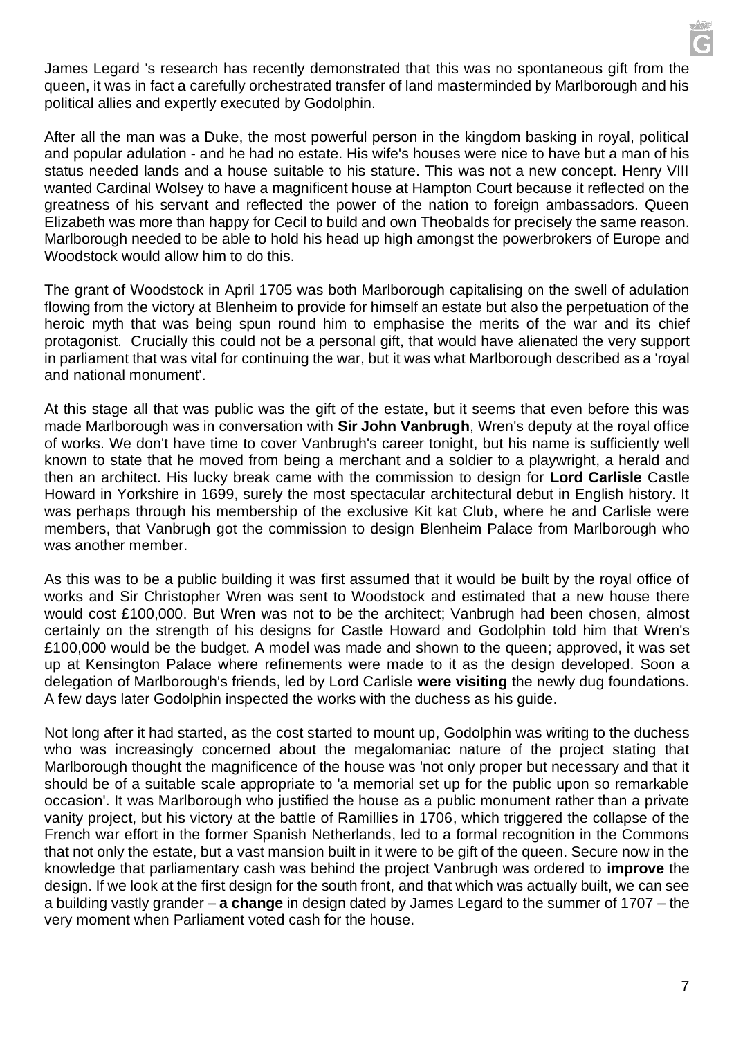James Legard 's research has recently demonstrated that this was no spontaneous gift from the queen, it was in fact a carefully orchestrated transfer of land masterminded by Marlborough and his political allies and expertly executed by Godolphin.

After all the man was a Duke, the most powerful person in the kingdom basking in royal, political and popular adulation - and he had no estate. His wife's houses were nice to have but a man of his status needed lands and a house suitable to his stature. This was not a new concept. Henry VIII wanted Cardinal Wolsey to have a magnificent house at Hampton Court because it reflected on the greatness of his servant and reflected the power of the nation to foreign ambassadors. Queen Elizabeth was more than happy for Cecil to build and own Theobalds for precisely the same reason. Marlborough needed to be able to hold his head up high amongst the powerbrokers of Europe and Woodstock would allow him to do this.

The grant of Woodstock in April 1705 was both Marlborough capitalising on the swell of adulation flowing from the victory at Blenheim to provide for himself an estate but also the perpetuation of the heroic myth that was being spun round him to emphasise the merits of the war and its chief protagonist. Crucially this could not be a personal gift, that would have alienated the very support in parliament that was vital for continuing the war, but it was what Marlborough described as a 'royal and national monument'.

At this stage all that was public was the gift of the estate, but it seems that even before this was made Marlborough was in conversation with **Sir John Vanbrugh**, Wren's deputy at the royal office of works. We don't have time to cover Vanbrugh's career tonight, but his name is sufficiently well known to state that he moved from being a merchant and a soldier to a playwright, a herald and then an architect. His lucky break came with the commission to design for **Lord Carlisle** Castle Howard in Yorkshire in 1699, surely the most spectacular architectural debut in English history. It was perhaps through his membership of the exclusive Kit kat Club, where he and Carlisle were members, that Vanbrugh got the commission to design Blenheim Palace from Marlborough who was another member.

As this was to be a public building it was first assumed that it would be built by the royal office of works and Sir Christopher Wren was sent to Woodstock and estimated that a new house there would cost £100,000. But Wren was not to be the architect; Vanbrugh had been chosen, almost certainly on the strength of his designs for Castle Howard and Godolphin told him that Wren's £100,000 would be the budget. A model was made and shown to the queen; approved, it was set up at Kensington Palace where refinements were made to it as the design developed. Soon a delegation of Marlborough's friends, led by Lord Carlisle **were visiting** the newly dug foundations. A few days later Godolphin inspected the works with the duchess as his guide.

Not long after it had started, as the cost started to mount up, Godolphin was writing to the duchess who was increasingly concerned about the megalomaniac nature of the project stating that Marlborough thought the magnificence of the house was 'not only proper but necessary and that it should be of a suitable scale appropriate to 'a memorial set up for the public upon so remarkable occasion'. It was Marlborough who justified the house as a public monument rather than a private vanity project, but his victory at the battle of Ramillies in 1706, which triggered the collapse of the French war effort in the former Spanish Netherlands, led to a formal recognition in the Commons that not only the estate, but a vast mansion built in it were to be gift of the queen. Secure now in the knowledge that parliamentary cash was behind the project Vanbrugh was ordered to **improve** the design. If we look at the first design for the south front, and that which was actually built, we can see a building vastly grander – **a change** in design dated by James Legard to the summer of 1707 – the very moment when Parliament voted cash for the house.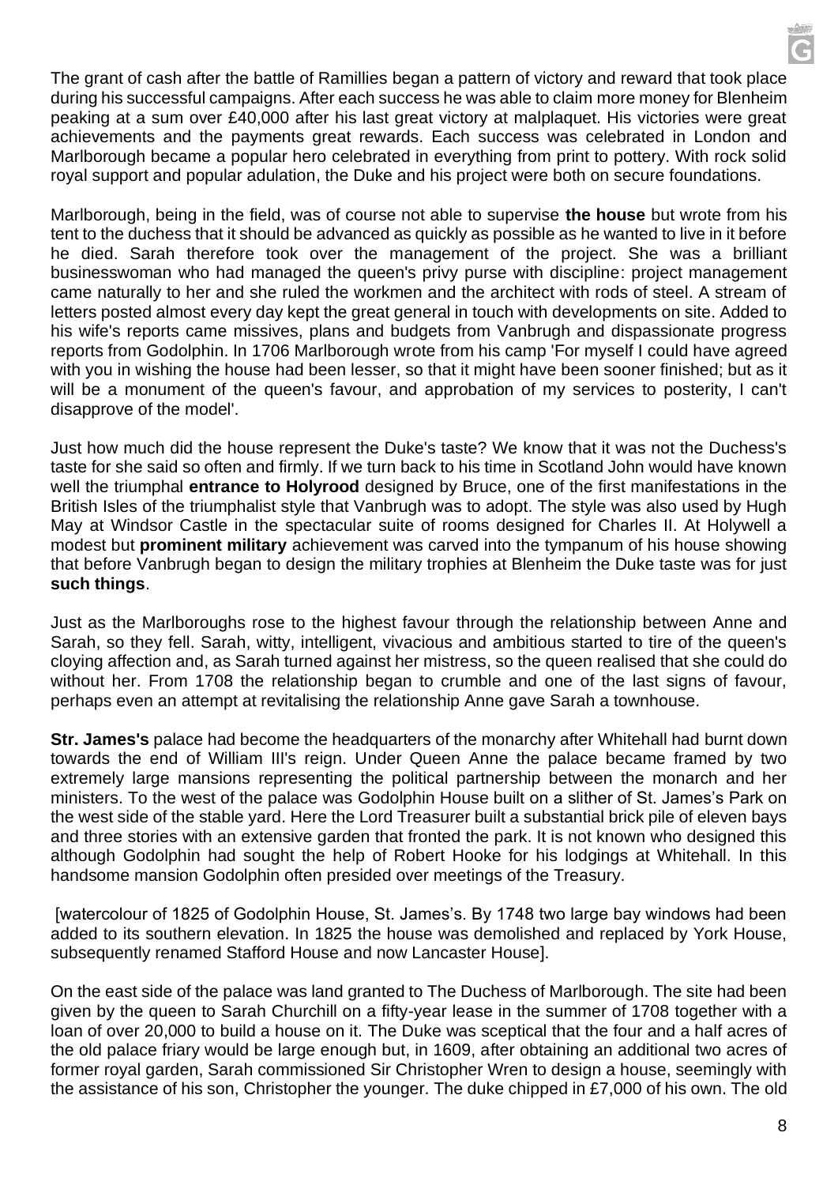The grant of cash after the battle of Ramillies began a pattern of victory and reward that took place during his successful campaigns. After each success he was able to claim more money for Blenheim peaking at a sum over £40,000 after his last great victory at malplaquet. His victories were great achievements and the payments great rewards. Each success was celebrated in London and Marlborough became a popular hero celebrated in everything from print to pottery. With rock solid royal support and popular adulation, the Duke and his project were both on secure foundations.

Marlborough, being in the field, was of course not able to supervise **the house** but wrote from his tent to the duchess that it should be advanced as quickly as possible as he wanted to live in it before he died. Sarah therefore took over the management of the project. She was a brilliant businesswoman who had managed the queen's privy purse with discipline: project management came naturally to her and she ruled the workmen and the architect with rods of steel. A stream of letters posted almost every day kept the great general in touch with developments on site. Added to his wife's reports came missives, plans and budgets from Vanbrugh and dispassionate progress reports from Godolphin. In 1706 Marlborough wrote from his camp 'For myself I could have agreed with you in wishing the house had been lesser, so that it might have been sooner finished; but as it will be a monument of the queen's favour, and approbation of my services to posterity, I can't disapprove of the model'.

Just how much did the house represent the Duke's taste? We know that it was not the Duchess's taste for she said so often and firmly. If we turn back to his time in Scotland John would have known well the triumphal **entrance to Holyrood** designed by Bruce, one of the first manifestations in the British Isles of the triumphalist style that Vanbrugh was to adopt. The style was also used by Hugh May at Windsor Castle in the spectacular suite of rooms designed for Charles II. At Holywell a modest but **prominent military** achievement was carved into the tympanum of his house showing that before Vanbrugh began to design the military trophies at Blenheim the Duke taste was for just **such things**.

Just as the Marlboroughs rose to the highest favour through the relationship between Anne and Sarah, so they fell. Sarah, witty, intelligent, vivacious and ambitious started to tire of the queen's cloying affection and, as Sarah turned against her mistress, so the queen realised that she could do without her. From 1708 the relationship began to crumble and one of the last signs of favour, perhaps even an attempt at revitalising the relationship Anne gave Sarah a townhouse.

**Str. James's** palace had become the headquarters of the monarchy after Whitehall had burnt down towards the end of William III's reign. Under Queen Anne the palace became framed by two extremely large mansions representing the political partnership between the monarch and her ministers. To the west of the palace was Godolphin House built on a slither of St. James's Park on the west side of the stable yard. Here the Lord Treasurer built a substantial brick pile of eleven bays and three stories with an extensive garden that fronted the park. It is not known who designed this although Godolphin had sought the help of Robert Hooke for his lodgings at Whitehall. In this handsome mansion Godolphin often presided over meetings of the Treasury.

[watercolour of 1825 of Godolphin House, St. James's. By 1748 two large bay windows had been added to its southern elevation. In 1825 the house was demolished and replaced by York House, subsequently renamed Stafford House and now Lancaster House].

On the east side of the palace was land granted to The Duchess of Marlborough. The site had been given by the queen to Sarah Churchill on a fifty-year lease in the summer of 1708 together with a loan of over 20,000 to build a house on it. The Duke was sceptical that the four and a half acres of the old palace friary would be large enough but, in 1609, after obtaining an additional two acres of former royal garden, Sarah commissioned Sir Christopher Wren to design a house, seemingly with the assistance of his son, Christopher the younger. The duke chipped in £7,000 of his own. The old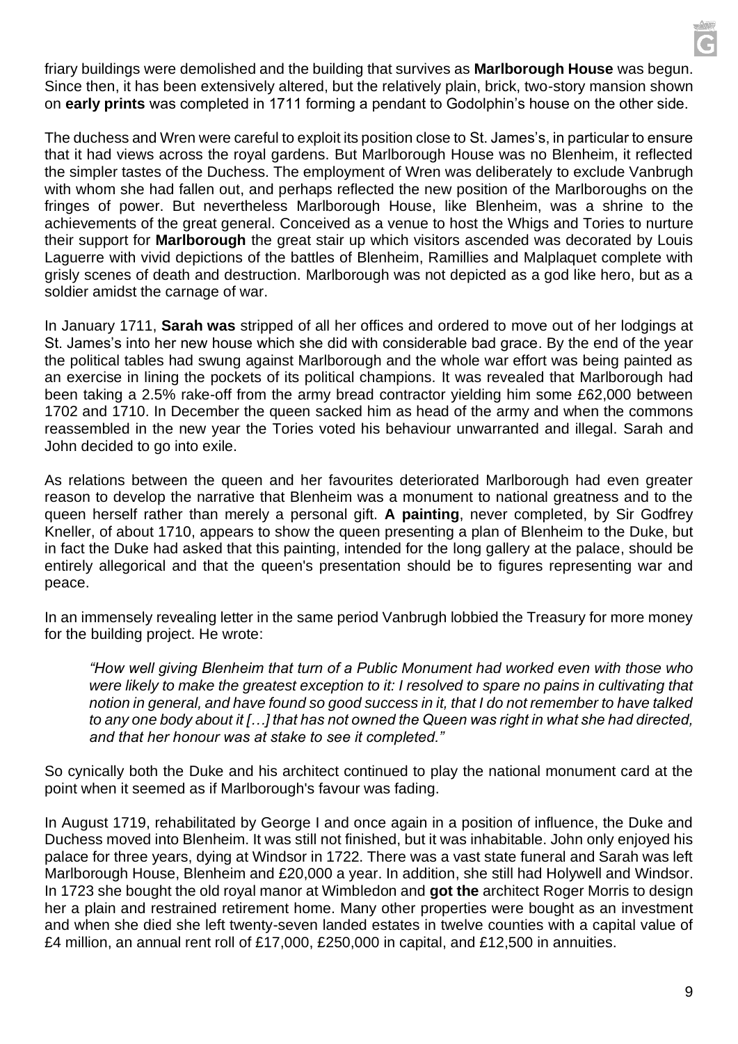friary buildings were demolished and the building that survives as **Marlborough House** was begun. Since then, it has been extensively altered, but the relatively plain, brick, two-story mansion shown on **early prints** was completed in 1711 forming a pendant to Godolphin's house on the other side.

The duchess and Wren were careful to exploit its position close to St. James's, in particular to ensure that it had views across the royal gardens. But Marlborough House was no Blenheim, it reflected the simpler tastes of the Duchess. The employment of Wren was deliberately to exclude Vanbrugh with whom she had fallen out, and perhaps reflected the new position of the Marlboroughs on the fringes of power. But nevertheless Marlborough House, like Blenheim, was a shrine to the achievements of the great general. Conceived as a venue to host the Whigs and Tories to nurture their support for **Marlborough** the great stair up which visitors ascended was decorated by Louis Laguerre with vivid depictions of the battles of Blenheim, Ramillies and Malplaquet complete with grisly scenes of death and destruction. Marlborough was not depicted as a god like hero, but as a soldier amidst the carnage of war.

In January 1711, **Sarah was** stripped of all her offices and ordered to move out of her lodgings at St. James's into her new house which she did with considerable bad grace. By the end of the year the political tables had swung against Marlborough and the whole war effort was being painted as an exercise in lining the pockets of its political champions. It was revealed that Marlborough had been taking a 2.5% rake-off from the army bread contractor yielding him some £62,000 between 1702 and 1710. In December the queen sacked him as head of the army and when the commons reassembled in the new year the Tories voted his behaviour unwarranted and illegal. Sarah and John decided to go into exile.

As relations between the queen and her favourites deteriorated Marlborough had even greater reason to develop the narrative that Blenheim was a monument to national greatness and to the queen herself rather than merely a personal gift. **A painting**, never completed, by Sir Godfrey Kneller, of about 1710, appears to show the queen presenting a plan of Blenheim to the Duke, but in fact the Duke had asked that this painting, intended for the long gallery at the palace, should be entirely allegorical and that the queen's presentation should be to figures representing war and peace.

In an immensely revealing letter in the same period Vanbrugh lobbied the Treasury for more money for the building project. He wrote:

> *"How well giving Blenheim that turn of a Public Monument had worked even with those who were likely to make the greatest exception to it: I resolved to spare no pains in cultivating that notion in general, and have found so good success in it, that I do not remember to have talked to any one body about it […] that has not owned the Queen was right in what she had directed, and that her honour was at stake to see it completed."*

So cynically both the Duke and his architect continued to play the national monument card at the point when it seemed as if Marlborough's favour was fading.

In August 1719, rehabilitated by George I and once again in a position of influence, the Duke and Duchess moved into Blenheim. It was still not finished, but it was inhabitable. John only enjoyed his palace for three years, dying at Windsor in 1722. There was a vast state funeral and Sarah was left Marlborough House, Blenheim and £20,000 a year. In addition, she still had Holywell and Windsor. In 1723 she bought the old royal manor at Wimbledon and **got the** architect Roger Morris to design her a plain and restrained retirement home. Many other properties were bought as an investment and when she died she left twenty-seven landed estates in twelve counties with a capital value of £4 million, an annual rent roll of £17,000, £250,000 in capital, and £12,500 in annuities.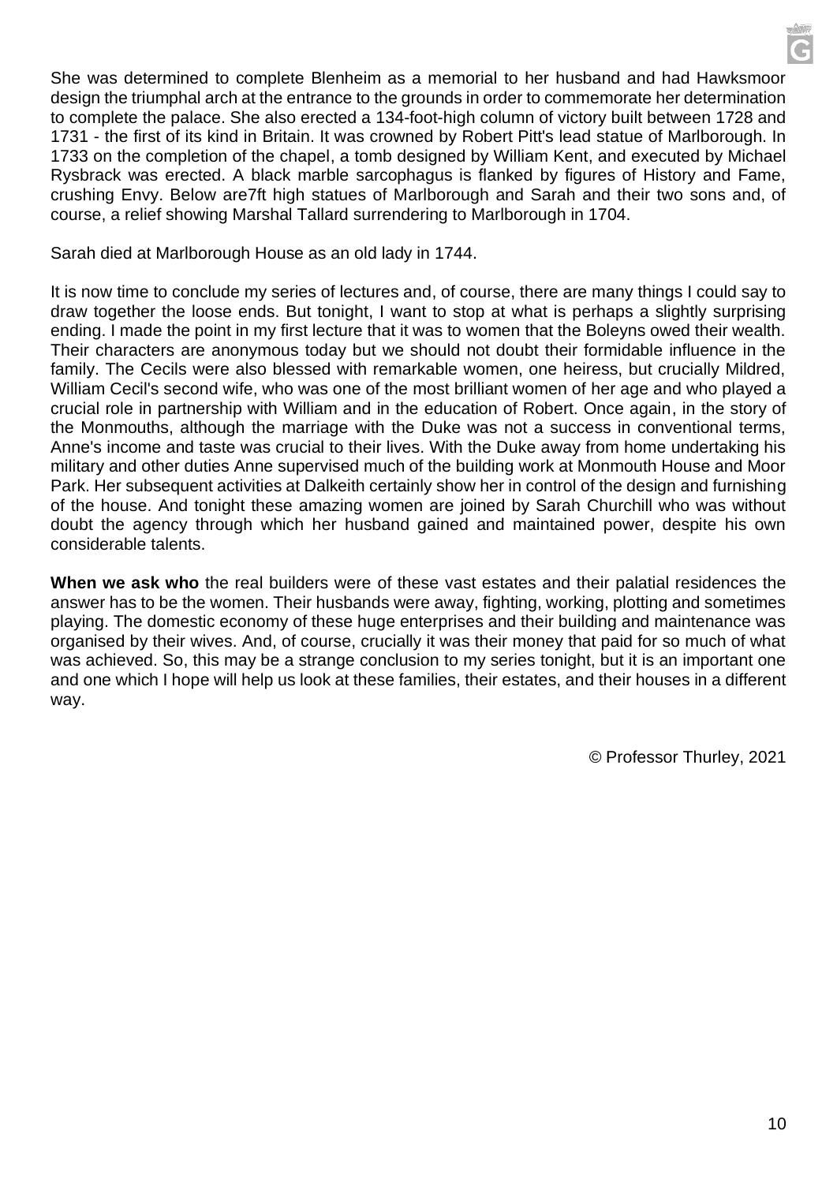She was determined to complete Blenheim as a memorial to her husband and had Hawksmoor design the triumphal arch at the entrance to the grounds in order to commemorate her determination to complete the palace. She also erected a 134-foot-high column of victory built between 1728 and 1731 - the first of its kind in Britain. It was crowned by Robert Pitt's lead statue of Marlborough. In 1733 on the completion of the chapel, a tomb designed by William Kent, and executed by Michael Rysbrack was erected. A black marble sarcophagus is flanked by figures of History and Fame, crushing Envy. Below are7ft high statues of Marlborough and Sarah and their two sons and, of course, a relief showing Marshal Tallard surrendering to Marlborough in 1704.

Sarah died at Marlborough House as an old lady in 1744.

It is now time to conclude my series of lectures and, of course, there are many things I could say to draw together the loose ends. But tonight, I want to stop at what is perhaps a slightly surprising ending. I made the point in my first lecture that it was to women that the Boleyns owed their wealth. Their characters are anonymous today but we should not doubt their formidable influence in the family. The Cecils were also blessed with remarkable women, one heiress, but crucially Mildred, William Cecil's second wife, who was one of the most brilliant women of her age and who played a crucial role in partnership with William and in the education of Robert. Once again, in the story of the Monmouths, although the marriage with the Duke was not a success in conventional terms, Anne's income and taste was crucial to their lives. With the Duke away from home undertaking his military and other duties Anne supervised much of the building work at Monmouth House and Moor Park. Her subsequent activities at Dalkeith certainly show her in control of the design and furnishing of the house. And tonight these amazing women are joined by Sarah Churchill who was without doubt the agency through which her husband gained and maintained power, despite his own considerable talents.

**When we ask who** the real builders were of these vast estates and their palatial residences the answer has to be the women. Their husbands were away, fighting, working, plotting and sometimes playing. The domestic economy of these huge enterprises and their building and maintenance was organised by their wives. And, of course, crucially it was their money that paid for so much of what was achieved. So, this may be a strange conclusion to my series tonight, but it is an important one and one which I hope will help us look at these families, their estates, and their houses in a different way.

© Professor Thurley, 2021